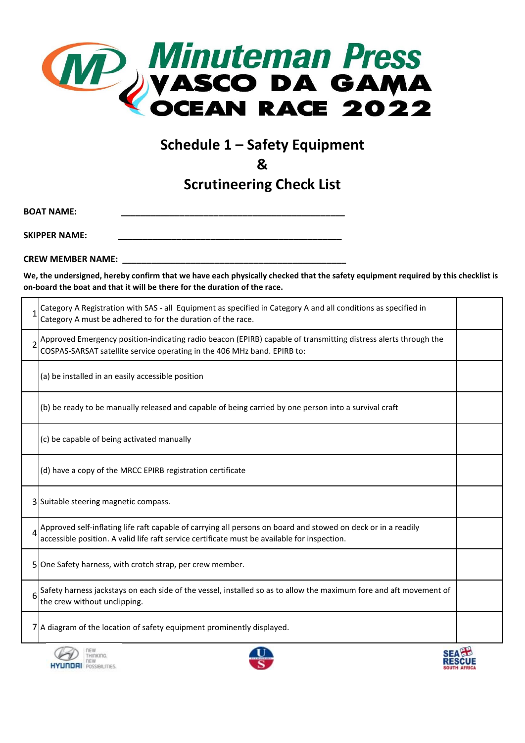# Minuteman Press VASCO DA GAMA OCEAN RACE 2022

## Schedule 1 – Safety Equipment & Scrutineering Check List

**BOAT NAME:** ______________________________________________

**SKIPPER NAME:** ______________________________________________

**CREW MEMBER NAME:** ______________________________________________

**We, the undersigned, hereby confirm that we have each physically checked that the safety equipment required by this checklist is on-board the boat and that it will be there for the duration of the race.**

| | | |
|---|---|---|
| 1 | Category A Registration with SAS - all Equipment as specified in Category A and all conditions as specified in Category A must be adhered to for the duration of the race. | |
| 2 | Approved Emergency position-indicating radio beacon (EPIRB) capable of transmitting distress alerts through the COSPAS-SARSAT satellite service operating in the 406 MHz band. EPIRB to: | |
| | (a) be installed in an easily accessible position | |
| | (b) be ready to be manually released and capable of being carried by one person into a survival craft | |
| | (c) be capable of being activated manually | |
| | (d) have a copy of the MRCC EPIRB registration certificate | |
| 3 | Suitable steering magnetic compass. | |
| 4 | Approved self-inflating life raft capable of carrying all persons on board and stowed on deck or in a readily accessible position. A valid life raft service certificate must be available for inspection. | |
| 5 | One Safety harness, with crotch strap, per crew member. | |
| 6 | Safety harness jackstays on each side of the vessel, installed so as to allow the maximum fore and aft movement of the crew without unclipping. | |
| 7 | A diagram of the location of safety equipment prominently displayed. | |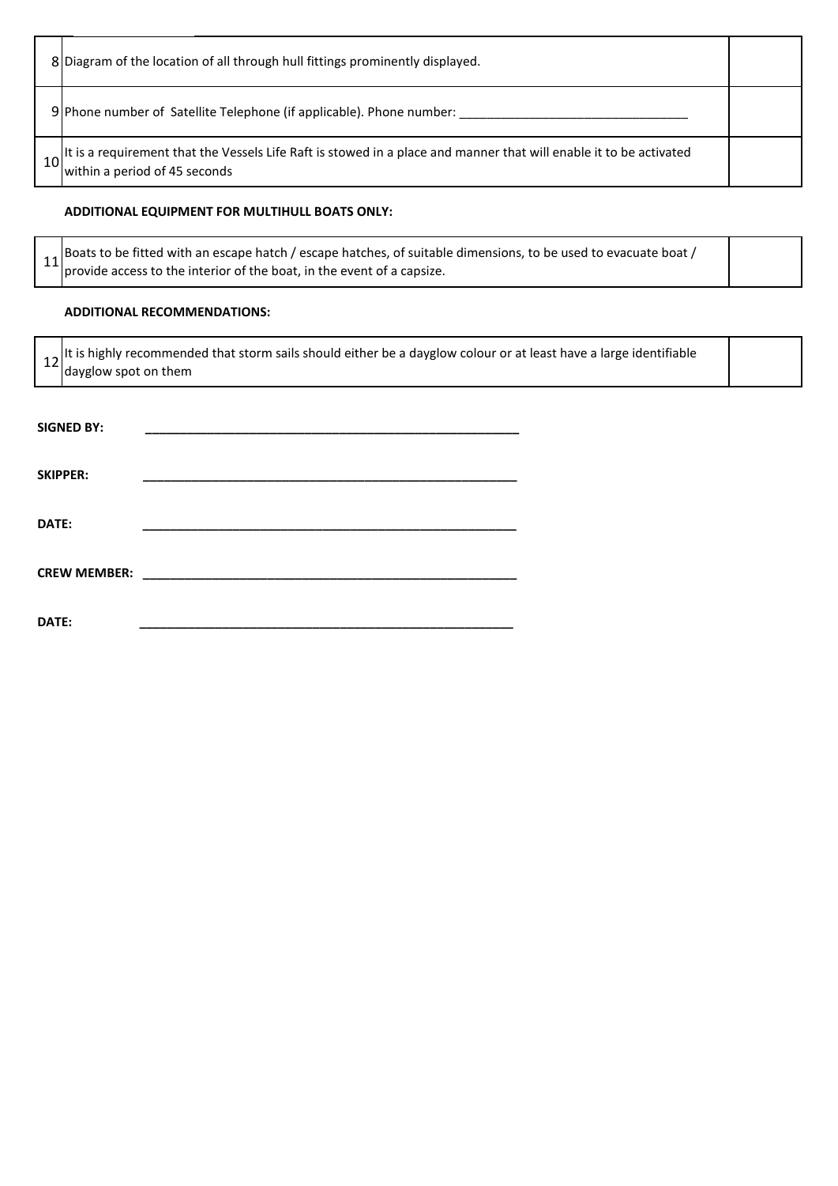| | | |
|---|---|---|
| 8 | Diagram of the location of all through hull fittings prominently displayed. | |
| 9 | Phone number of Satellite Telephone (if applicable). Phone number: _________________________________ | |
| 10 | It is a requirement that the Vessels Life Raft is stowed in a place and manner that will enable it to be activated within a period of 45 seconds | |

**ADDITIONAL EQUIPMENT FOR MULTIHULL BOATS ONLY:**

| | | |
|---|---|---|
| 11 | Boats to be fitted with an escape hatch / escape hatches, of suitable dimensions, to be used to evacuate boat / provide access to the interior of the boat, in the event of a capsize. | |

**ADDITIONAL RECOMMENDATIONS:**

| | | |
|---|---|---|
| 12 | It is highly recommended that storm sails should either be a dayglow colour or at least have a large identifiable dayglow spot on them | |

**SIGNED BY:** _______________________________________________________

**SKIPPER:** _______________________________________________________

**DATE:** _______________________________________________________

**CREW MEMBER:** _______________________________________________________

**DATE:** _______________________________________________________